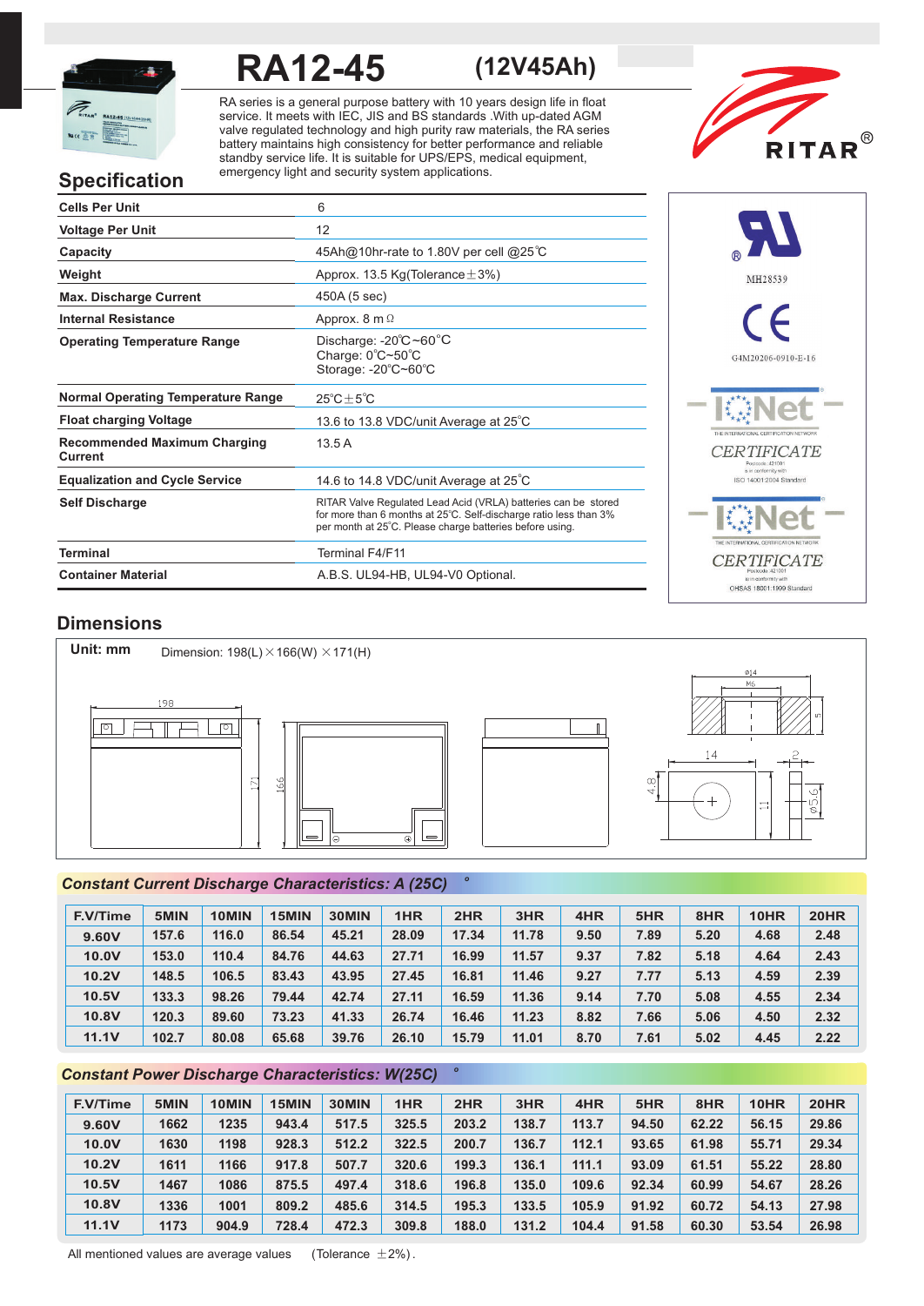# RA12-45 (12V45Ah)

RA series is a general purpose battery with 10 years design life in float service. It meets with IEC, JIS and BS standards .With up-dated AGM valve regulated technology and high purity raw materials, the RA series battery maintains high consistency for better performance and reliable standby service life. It is suitable for UPS/EPS, medical equipment, emergency light and security system applications.

RITAR®

## Specification

| | |
|---|---|
| **Cells Per Unit** | 6 |
| **Voltage Per Unit** | 12 |
| **Capacity** | 45Ah@10hr-rate to 1.80V per cell @25℃ |
| **Weight** | Approx. 13.5 Kg(Tolerance±3%) |
| **Max. Discharge Current** | 450A (5 sec) |
| **Internal Resistance** | Approx. 8 mΩ |
| **Operating Temperature Range** | Discharge: -20℃~60℃<br>Charge: 0℃~50℃<br>Storage: -20℃~60℃ |
| **Normal Operating Temperature Range** | 25℃±5℃ |
| **Float charging Voltage** | 13.6 to 13.8 VDC/unit Average at 25℃ |
| **Recommended Maximum Charging Current** | 13.5 A |
| **Equalization and Cycle Service** | 14.6 to 14.8 VDC/unit Average at 25℃ |
| **Self Discharge** | RITAR Valve Regulated Lead Acid (VRLA) batteries can be stored for more than 6 months at 25℃. Self-discharge ratio less than 3% per month at 25℃. Please charge batteries before using. |
| **Terminal** | Terminal F4/F11 |
| **Container Material** | A.B.S. UL94-HB, UL94-V0 Optional. |

MH28539

G4M20206-0910-E-16

IQNet CERTIFICATE — ISO 14001:2004 Standard

IQNet CERTIFICATE — OHSAS 18001:1999 Standard

## Dimensions

**Unit: mm** Dimension: 198(L)×166(W)×171(H)

## Constant Current Discharge Characteristics: A (25℃)

| F.V/Time | 5MIN | 10MIN | 15MIN | 30MIN | 1HR | 2HR | 3HR | 4HR | 5HR | 8HR | 10HR | 20HR |
|---|---|---|---|---|---|---|---|---|---|---|---|---|
| 9.60V | 157.6 | 116.0 | 86.54 | 45.21 | 28.09 | 17.34 | 11.78 | 9.50 | 7.89 | 5.20 | 4.68 | 2.48 |
| 10.0V | 153.0 | 110.4 | 84.76 | 44.63 | 27.71 | 16.99 | 11.57 | 9.37 | 7.82 | 5.18 | 4.64 | 2.43 |
| 10.2V | 148.5 | 106.5 | 83.43 | 43.95 | 27.45 | 16.81 | 11.46 | 9.27 | 7.77 | 5.13 | 4.59 | 2.39 |
| 10.5V | 133.3 | 98.26 | 79.44 | 42.74 | 27.11 | 16.59 | 11.36 | 9.14 | 7.70 | 5.08 | 4.55 | 2.34 |
| 10.8V | 120.3 | 89.60 | 73.23 | 41.33 | 26.74 | 16.46 | 11.23 | 8.82 | 7.66 | 5.06 | 4.50 | 2.32 |
| 11.1V | 102.7 | 80.08 | 65.68 | 39.76 | 26.10 | 15.79 | 11.01 | 8.70 | 7.61 | 5.02 | 4.45 | 2.22 |

## Constant Power Discharge Characteristics: W(25℃)

| F.V/Time | 5MIN | 10MIN | 15MIN | 30MIN | 1HR | 2HR | 3HR | 4HR | 5HR | 8HR | 10HR | 20HR |
|---|---|---|---|---|---|---|---|---|---|---|---|---|
| 9.60V | 1662 | 1235 | 943.4 | 517.5 | 325.5 | 203.2 | 138.7 | 113.7 | 94.50 | 62.22 | 56.15 | 29.86 |
| 10.0V | 1630 | 1198 | 928.3 | 512.2 | 322.5 | 200.7 | 136.7 | 112.1 | 93.65 | 61.98 | 55.71 | 29.34 |
| 10.2V | 1611 | 1166 | 917.8 | 507.7 | 320.6 | 199.3 | 136.1 | 111.1 | 93.09 | 61.51 | 55.22 | 28.80 |
| 10.5V | 1467 | 1086 | 875.5 | 497.4 | 318.6 | 196.8 | 135.0 | 109.6 | 92.34 | 60.99 | 54.67 | 28.26 |
| 10.8V | 1336 | 1001 | 809.2 | 485.6 | 314.5 | 195.3 | 133.5 | 105.9 | 91.92 | 60.72 | 54.13 | 27.98 |
| 11.1V | 1173 | 904.9 | 728.4 | 472.3 | 309.8 | 188.0 | 131.2 | 104.4 | 91.58 | 60.30 | 53.54 | 26.98 |

All mentioned values are average values (Tolerance ±2%).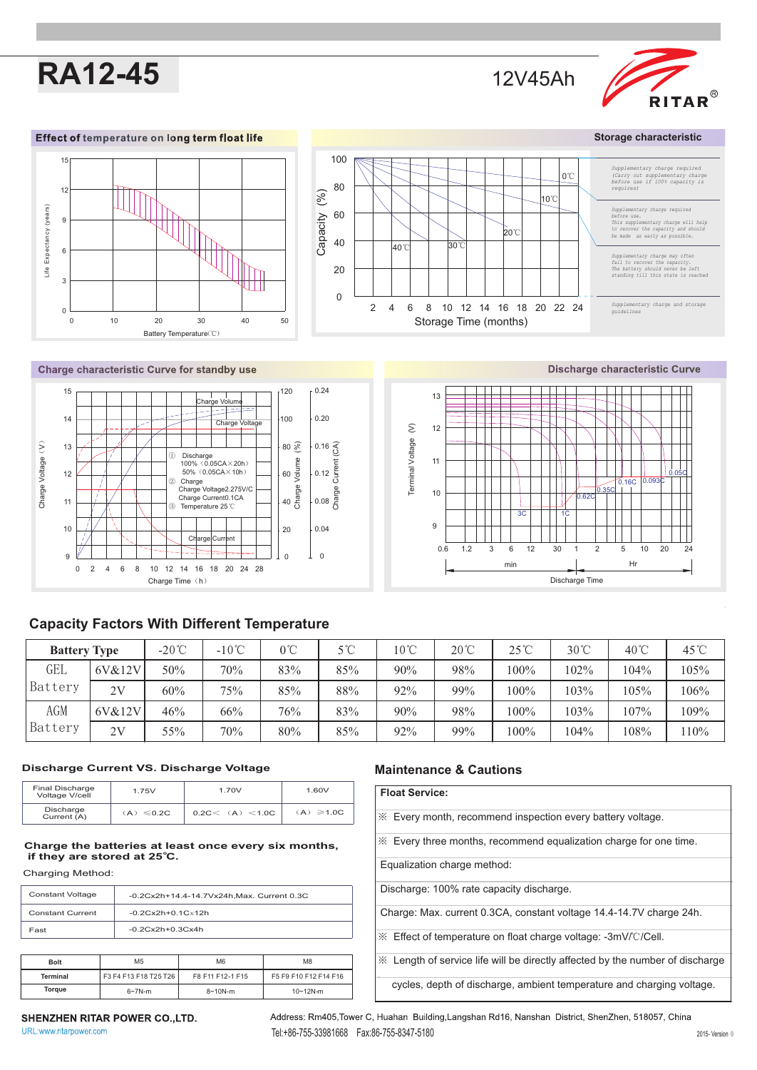# RA12-45

12V45Ah

RITAR®

## Effect of temperature on long term float life

Life Expectancy (years)
15
12
9
6
3
0
0 10 20 30 40 50
Battery Temperature(℃)

## Storage characteristic

Capacity (%)
100
80
60
40
20
0
2 4 6 8 10 12 14 16 18 20 22 24
Storage Time (months)
0℃
10℃
20℃
30℃
40℃

Supplementary charge required (Carry out supplementary charge before use if 100% capacity is required)

Supplementary charge required before use. This supplementary charge will help to recover the capacity and should be made as early as possible.

Supplementary charge may often fail to recover the capacity. The battery should never be left standing till this state is reached

Supplementary charge and storage guidelines

## Charge characteristic Curve for standby use

Charge Voltage (V)
15
14
13
12
11
10
9
Charge Volume (%)
120
100
80
60
40
20
0
Charge Current (CA)
0.24
0.20
0.16
0.12
0.08
0.04
0
0 2 4 6 8 10 12 14 16 18 20 24 28
Charge Time (h)
Charge Volume
Charge Voltage
Charge Current

① Discharge
100% (0.05CA×20h)
50% (0.05CA×10h)
② Charge
Charge Voltage2.275V/C
Charge Current0.1CA
③ Temperature 25℃

## Discharge characteristic Curve

Terminal Voltage (V)
13
12
11
10
9
0.6 1.2 3 6 12 30 1 2 5 10 20 24
min
Hr
Discharge Time
3C
1C
0.62C
0.35C
0.16C
0.093C
0.05C

## Capacity Factors With Different Temperature

| Battery Type | | -20℃ | -10℃ | 0℃ | 5℃ | 10℃ | 20℃ | 25℃ | 30℃ | 40℃ | 45℃ |
|---|---|---|---|---|---|---|---|---|---|---|---|
| GEL Battery | 6V&12V | 50% | 70% | 83% | 85% | 90% | 98% | 100% | 102% | 104% | 105% |
| | 2V | 60% | 75% | 85% | 88% | 92% | 99% | 100% | 103% | 105% | 106% |
| AGM Battery | 6V&12V | 46% | 66% | 76% | 83% | 90% | 98% | 100% | 103% | 107% | 109% |
| | 2V | 55% | 70% | 80% | 85% | 92% | 99% | 100% | 104% | 108% | 110% |

### Discharge Current VS. Discharge Voltage

| Final Discharge Voltage V/cell | 1.75V | 1.70V | 1.60V |
|---|---|---|---|
| Discharge Current (A) | (A) ≤0.2C | 0.2C< (A) <1.0C | (A) ≥1.0C |

**Charge the batteries at least once every six months, if they are stored at 25℃.**

Charging Method:

| | |
|---|---|
| Constant Voltage | -0.2Cx2h+14.4-14.7Vx24h,Max. Current 0.3C |
| Constant Current | -0.2Cx2h+0.1Cx12h |
| Fast | -0.2Cx2h+0.3Cx4h |

| Bolt | M5 | M6 | M8 |
|---|---|---|---|
| Terminal | F3 F4 F13 F18 T25 T26 | F8 F11 F12-1 F15 | F5 F9 F10 F12 F14 F16 |
| Torque | 6~7N-m | 8~10N-m | 10~12N-m |

### Maintenance & Cautions

**Float Service:**

※ Every month, recommend inspection every battery voltage.

※ Every three months, recommend equalization charge for one time.

Equalization charge method:

Discharge: 100% rate capacity discharge.

Charge: Max. current 0.3CA, constant voltage 14.4-14.7V charge 24h.

※ Effect of temperature on float charge voltage: -3mV/℃/Cell.

※ Length of service life will be directly affected by the number of discharge cycles, depth of discharge, ambient temperature and charging voltage.

**SHENZHEN RITAR POWER CO.,LTD.**
URL:www.ritarpower.com

Address: Rm405,Tower C, Huahan Building,Langshan Rd16, Nanshan District, ShenZhen, 518057, China
Tel:+86-755-33981668 Fax:86-755-8347-5180

2015- Version 0